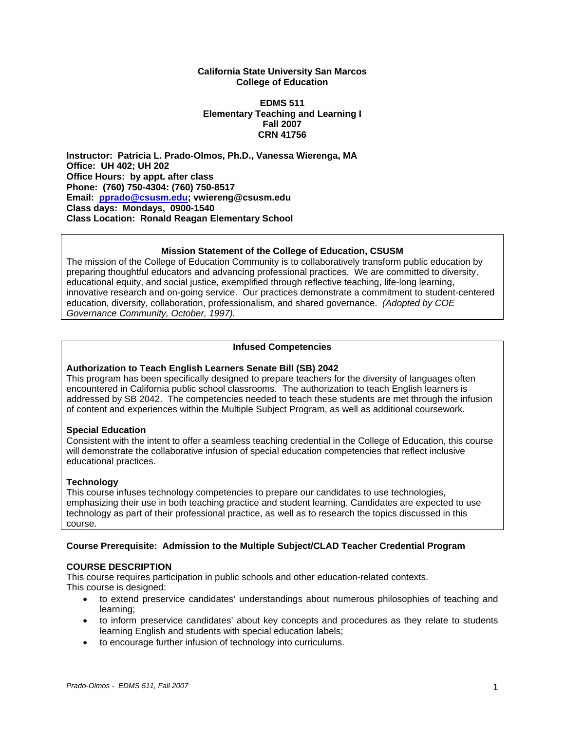**California State University San Marcos**
**College of Education**

**EDMS 511**
**Elementary Teaching and Learning I**
**Fall 2007**
**CRN 41756**

**Instructor: Patricia L. Prado-Olmos, Ph.D., Vanessa Wierenga, MA**
**Office: UH 402; UH 202**
**Office Hours: by appt. after class**
**Phone: (760) 750-4304: (760) 750-8517**
**Email: pprado@csusm.edu; vwiereng@csusm.edu**
**Class days: Mondays, 0900-1540**
**Class Location: Ronald Reagan Elementary School**

**Mission Statement of the College of Education, CSUSM**

The mission of the College of Education Community is to collaboratively transform public education by preparing thoughtful educators and advancing professional practices. We are committed to diversity, educational equity, and social justice, exemplified through reflective teaching, life-long learning, innovative research and on-going service. Our practices demonstrate a commitment to student-centered education, diversity, collaboration, professionalism, and shared governance. *(Adopted by COE Governance Community, October, 1997).*

**Infused Competencies**

**Authorization to Teach English Learners Senate Bill (SB) 2042**
This program has been specifically designed to prepare teachers for the diversity of languages often encountered in California public school classrooms. The authorization to teach English learners is addressed by SB 2042. The competencies needed to teach these students are met through the infusion of content and experiences within the Multiple Subject Program, as well as additional coursework.

**Special Education**
Consistent with the intent to offer a seamless teaching credential in the College of Education, this course will demonstrate the collaborative infusion of special education competencies that reflect inclusive educational practices.

**Technology**
This course infuses technology competencies to prepare our candidates to use technologies, emphasizing their use in both teaching practice and student learning. Candidates are expected to use technology as part of their professional practice, as well as to research the topics discussed in this course.

**Course Prerequisite: Admission to the Multiple Subject/CLAD Teacher Credential Program**

**COURSE DESCRIPTION**
This course requires participation in public schools and other education-related contexts.
This course is designed:

- to extend preservice candidates' understandings about numerous philosophies of teaching and learning;
- to inform preservice candidates' about key concepts and procedures as they relate to students learning English and students with special education labels;
- to encourage further infusion of technology into curriculums.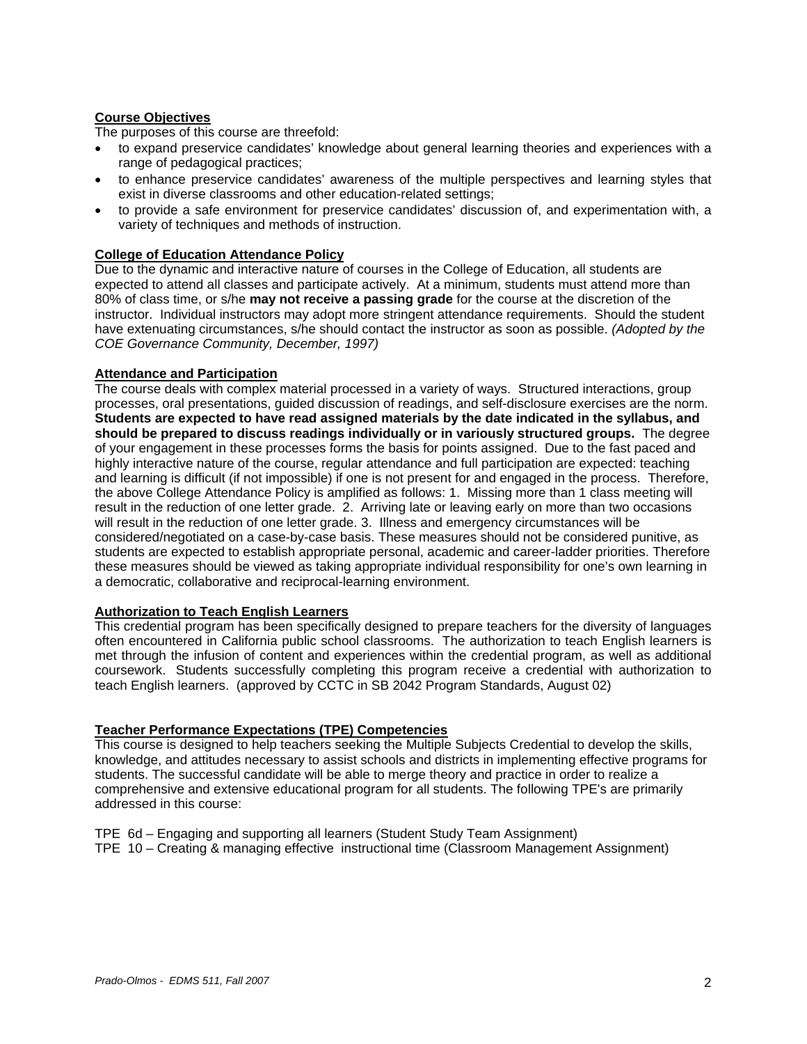**Course Objectives**

The purposes of this course are threefold:

- to expand preservice candidates' knowledge about general learning theories and experiences with a range of pedagogical practices;
- to enhance preservice candidates' awareness of the multiple perspectives and learning styles that exist in diverse classrooms and other education-related settings;
- to provide a safe environment for preservice candidates' discussion of, and experimentation with, a variety of techniques and methods of instruction.

**College of Education Attendance Policy**

Due to the dynamic and interactive nature of courses in the College of Education, all students are expected to attend all classes and participate actively. At a minimum, students must attend more than 80% of class time, or s/he **may not receive a passing grade** for the course at the discretion of the instructor. Individual instructors may adopt more stringent attendance requirements. Should the student have extenuating circumstances, s/he should contact the instructor as soon as possible. *(Adopted by the COE Governance Community, December, 1997)*

**Attendance and Participation**

The course deals with complex material processed in a variety of ways. Structured interactions, group processes, oral presentations, guided discussion of readings, and self-disclosure exercises are the norm. **Students are expected to have read assigned materials by the date indicated in the syllabus, and should be prepared to discuss readings individually or in variously structured groups.** The degree of your engagement in these processes forms the basis for points assigned. Due to the fast paced and highly interactive nature of the course, regular attendance and full participation are expected: teaching and learning is difficult (if not impossible) if one is not present for and engaged in the process. Therefore, the above College Attendance Policy is amplified as follows: 1. Missing more than 1 class meeting will result in the reduction of one letter grade. 2. Arriving late or leaving early on more than two occasions will result in the reduction of one letter grade. 3. Illness and emergency circumstances will be considered/negotiated on a case-by-case basis. These measures should not be considered punitive, as students are expected to establish appropriate personal, academic and career-ladder priorities. Therefore these measures should be viewed as taking appropriate individual responsibility for one's own learning in a democratic, collaborative and reciprocal-learning environment.

**Authorization to Teach English Learners**

This credential program has been specifically designed to prepare teachers for the diversity of languages often encountered in California public school classrooms. The authorization to teach English learners is met through the infusion of content and experiences within the credential program, as well as additional coursework. Students successfully completing this program receive a credential with authorization to teach English learners. (approved by CCTC in SB 2042 Program Standards, August 02)

**Teacher Performance Expectations (TPE) Competencies**

This course is designed to help teachers seeking the Multiple Subjects Credential to develop the skills, knowledge, and attitudes necessary to assist schools and districts in implementing effective programs for students. The successful candidate will be able to merge theory and practice in order to realize a comprehensive and extensive educational program for all students. The following TPE's are primarily addressed in this course:

TPE 6d – Engaging and supporting all learners (Student Study Team Assignment)
TPE 10 – Creating & managing effective instructional time (Classroom Management Assignment)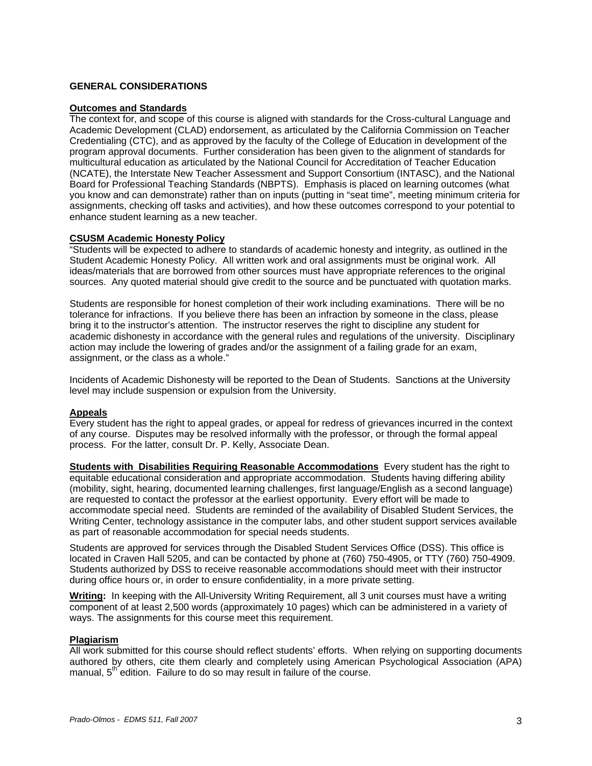## GENERAL CONSIDERATIONS

### Outcomes and Standards

The context for, and scope of this course is aligned with standards for the Cross-cultural Language and Academic Development (CLAD) endorsement, as articulated by the California Commission on Teacher Credentialing (CTC), and as approved by the faculty of the College of Education in development of the program approval documents. Further consideration has been given to the alignment of standards for multicultural education as articulated by the National Council for Accreditation of Teacher Education (NCATE), the Interstate New Teacher Assessment and Support Consortium (INTASC), and the National Board for Professional Teaching Standards (NBPTS). Emphasis is placed on learning outcomes (what you know and can demonstrate) rather than on inputs (putting in "seat time", meeting minimum criteria for assignments, checking off tasks and activities), and how these outcomes correspond to your potential to enhance student learning as a new teacher.

### CSUSM Academic Honesty Policy

"Students will be expected to adhere to standards of academic honesty and integrity, as outlined in the Student Academic Honesty Policy. All written work and oral assignments must be original work. All ideas/materials that are borrowed from other sources must have appropriate references to the original sources. Any quoted material should give credit to the source and be punctuated with quotation marks.

Students are responsible for honest completion of their work including examinations. There will be no tolerance for infractions. If you believe there has been an infraction by someone in the class, please bring it to the instructor's attention. The instructor reserves the right to discipline any student for academic dishonesty in accordance with the general rules and regulations of the university. Disciplinary action may include the lowering of grades and/or the assignment of a failing grade for an exam, assignment, or the class as a whole."

Incidents of Academic Dishonesty will be reported to the Dean of Students. Sanctions at the University level may include suspension or expulsion from the University.

### Appeals

Every student has the right to appeal grades, or appeal for redress of grievances incurred in the context of any course. Disputes may be resolved informally with the professor, or through the formal appeal process. For the latter, consult Dr. P. Kelly, Associate Dean.

**Students with Disabilities Requiring Reasonable Accommodations** Every student has the right to equitable educational consideration and appropriate accommodation. Students having differing ability (mobility, sight, hearing, documented learning challenges, first language/English as a second language) are requested to contact the professor at the earliest opportunity. Every effort will be made to accommodate special need. Students are reminded of the availability of Disabled Student Services, the Writing Center, technology assistance in the computer labs, and other student support services available as part of reasonable accommodation for special needs students.

Students are approved for services through the Disabled Student Services Office (DSS). This office is located in Craven Hall 5205, and can be contacted by phone at (760) 750-4905, or TTY (760) 750-4909. Students authorized by DSS to receive reasonable accommodations should meet with their instructor during office hours or, in order to ensure confidentiality, in a more private setting.

**Writing:** In keeping with the All-University Writing Requirement, all 3 unit courses must have a writing component of at least 2,500 words (approximately 10 pages) which can be administered in a variety of ways. The assignments for this course meet this requirement.

### Plagiarism

All work submitted for this course should reflect students' efforts. When relying on supporting documents authored by others, cite them clearly and completely using American Psychological Association (APA) manual, 5th edition. Failure to do so may result in failure of the course.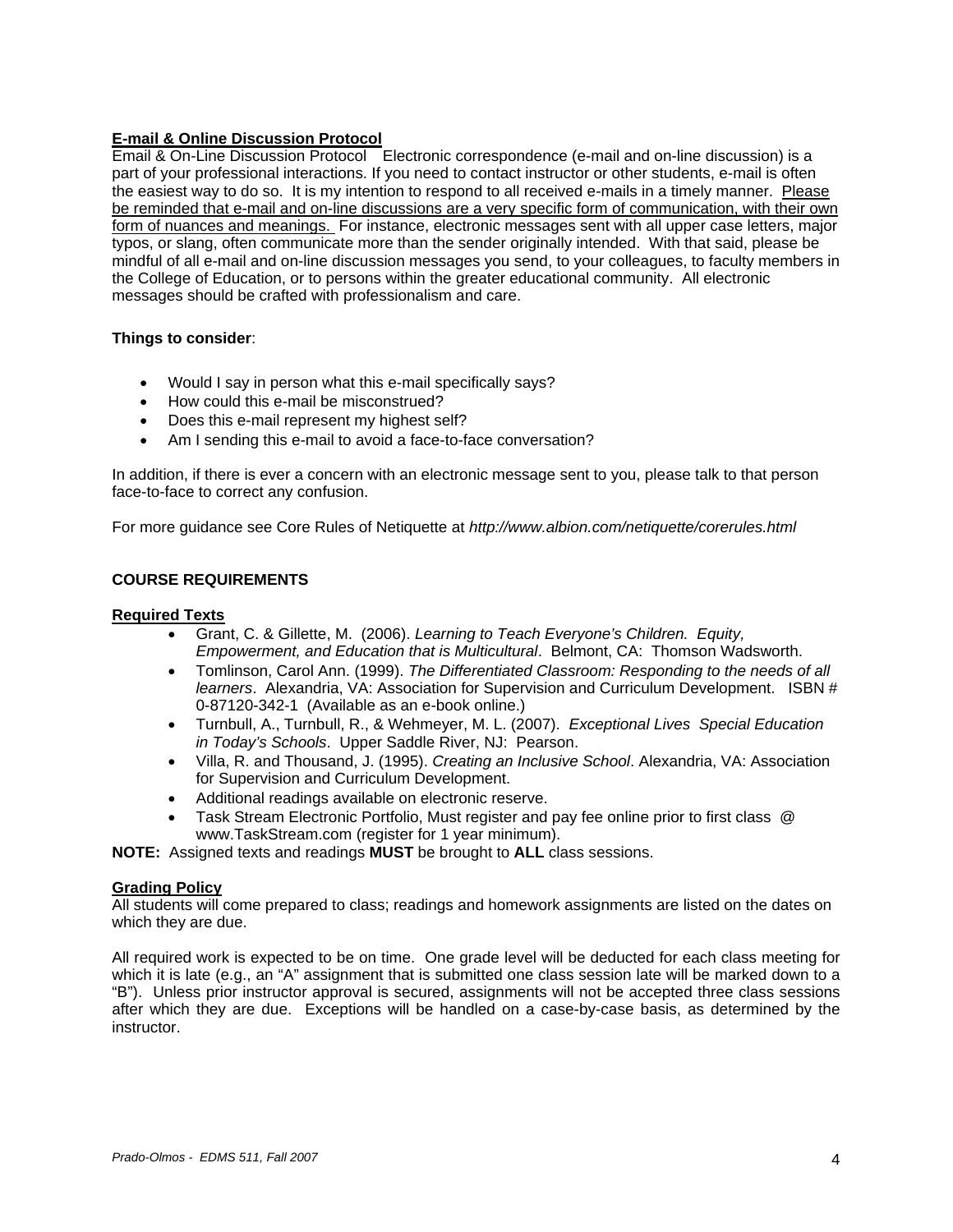**E-mail & Online Discussion Protocol**

Email & On-Line Discussion Protocol Electronic correspondence (e-mail and on-line discussion) is a part of your professional interactions. If you need to contact instructor or other students, e-mail is often the easiest way to do so. It is my intention to respond to all received e-mails in a timely manner. Please be reminded that e-mail and on-line discussions are a very specific form of communication, with their own form of nuances and meanings. For instance, electronic messages sent with all upper case letters, major typos, or slang, often communicate more than the sender originally intended. With that said, please be mindful of all e-mail and on-line discussion messages you send, to your colleagues, to faculty members in the College of Education, or to persons within the greater educational community. All electronic messages should be crafted with professionalism and care.

**Things to consider**:

- Would I say in person what this e-mail specifically says?
- How could this e-mail be misconstrued?
- Does this e-mail represent my highest self?
- Am I sending this e-mail to avoid a face-to-face conversation?

In addition, if there is ever a concern with an electronic message sent to you, please talk to that person face-to-face to correct any confusion.

For more guidance see Core Rules of Netiquette at *http://www.albion.com/netiquette/corerules.html*

**COURSE REQUIREMENTS**

**Required Texts**

- Grant, C. & Gillette, M. (2006). *Learning to Teach Everyone's Children. Equity, Empowerment, and Education that is Multicultural*. Belmont, CA: Thomson Wadsworth.
- Tomlinson, Carol Ann. (1999). *The Differentiated Classroom: Responding to the needs of all learners*. Alexandria, VA: Association for Supervision and Curriculum Development. ISBN # 0-87120-342-1 (Available as an e-book online.)
- Turnbull, A., Turnbull, R., & Wehmeyer, M. L. (2007). *Exceptional Lives Special Education in Today's Schools*. Upper Saddle River, NJ: Pearson.
- Villa, R. and Thousand, J. (1995). *Creating an Inclusive School*. Alexandria, VA: Association for Supervision and Curriculum Development.
- Additional readings available on electronic reserve.
- Task Stream Electronic Portfolio, Must register and pay fee online prior to first class @ www.TaskStream.com (register for 1 year minimum).

**NOTE:** Assigned texts and readings **MUST** be brought to **ALL** class sessions.

**Grading Policy**

All students will come prepared to class; readings and homework assignments are listed on the dates on which they are due.

All required work is expected to be on time. One grade level will be deducted for each class meeting for which it is late (e.g., an "A" assignment that is submitted one class session late will be marked down to a "B"). Unless prior instructor approval is secured, assignments will not be accepted three class sessions after which they are due. Exceptions will be handled on a case-by-case basis, as determined by the instructor.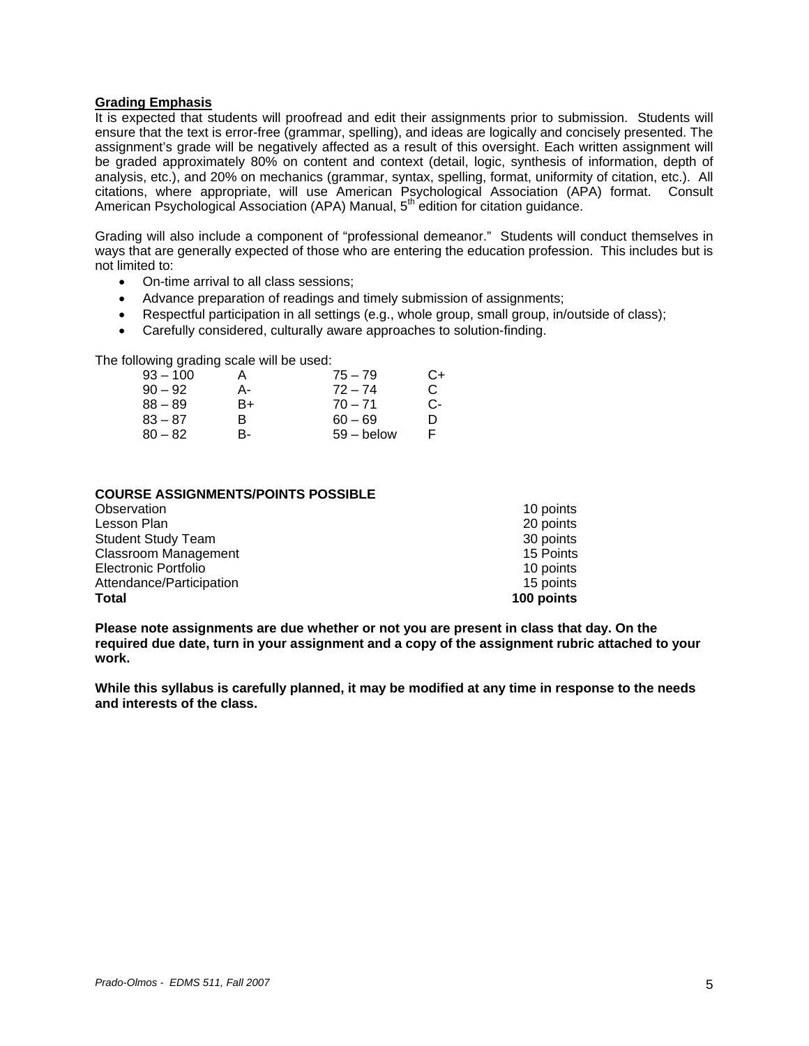**Grading Emphasis**

It is expected that students will proofread and edit their assignments prior to submission. Students will ensure that the text is error-free (grammar, spelling), and ideas are logically and concisely presented. The assignment's grade will be negatively affected as a result of this oversight. Each written assignment will be graded approximately 80% on content and context (detail, logic, synthesis of information, depth of analysis, etc.), and 20% on mechanics (grammar, syntax, spelling, format, uniformity of citation, etc.). All citations, where appropriate, will use American Psychological Association (APA) format. Consult American Psychological Association (APA) Manual, 5th edition for citation guidance.

Grading will also include a component of "professional demeanor." Students will conduct themselves in ways that are generally expected of those who are entering the education profession. This includes but is not limited to:

- On-time arrival to all class sessions;
- Advance preparation of readings and timely submission of assignments;
- Respectful participation in all settings (e.g., whole group, small group, in/outside of class);
- Carefully considered, culturally aware approaches to solution-finding.

The following grading scale will be used:

| | | | |
|---|---|---|---|
| 93 – 100 | A | 75 – 79 | C+ |
| 90 – 92 | A- | 72 – 74 | C |
| 88 – 89 | B+ | 70 – 71 | C- |
| 83 – 87 | B | 60 – 69 | D |
| 80 – 82 | B- | 59 – below | F |

**COURSE ASSIGNMENTS/POINTS POSSIBLE**

| | |
|---|---|
| Observation | 10 points |
| Lesson Plan | 20 points |
| Student Study Team | 30 points |
| Classroom Management | 15 Points |
| Electronic Portfolio | 10 points |
| Attendance/Participation | 15 points |
| **Total** | **100 points** |

**Please note assignments are due whether or not you are present in class that day. On the required due date, turn in your assignment and a copy of the assignment rubric attached to your work.**

**While this syllabus is carefully planned, it may be modified at any time in response to the needs and interests of the class.**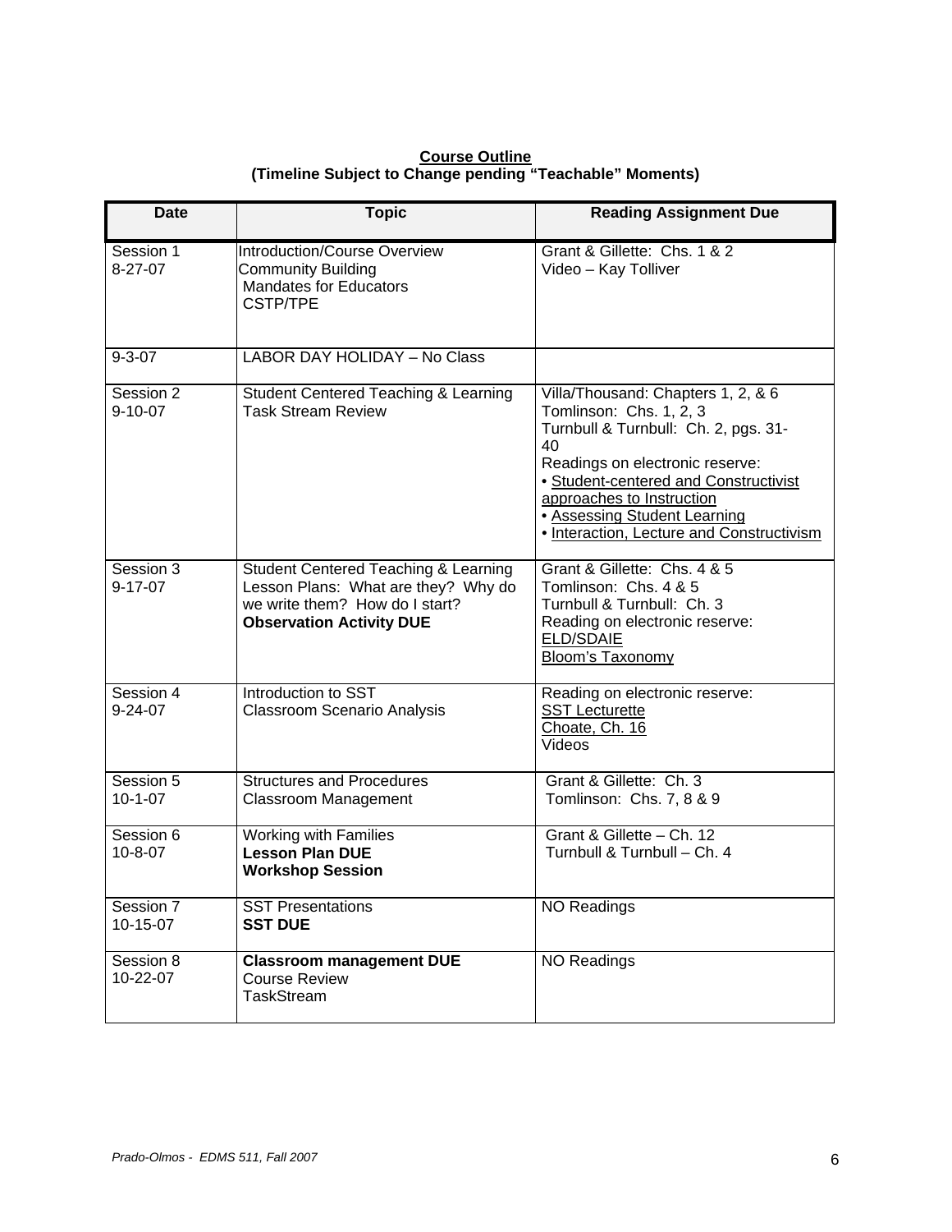**Course Outline**
**(Timeline Subject to Change pending "Teachable" Moments)**

| Date | Topic | Reading Assignment Due |
|---|---|---|
| Session 1<br>8-27-07 | Introduction/Course Overview<br>Community Building<br>Mandates for Educators<br>CSTP/TPE | Grant & Gillette: Chs. 1 & 2<br>Video – Kay Tolliver |
| 9-3-07 | LABOR DAY HOLIDAY – No Class | |
| Session 2<br>9-10-07 | Student Centered Teaching & Learning<br>Task Stream Review | Villa/Thousand: Chapters 1, 2, & 6<br>Tomlinson: Chs. 1, 2, 3<br>Turnbull & Turnbull: Ch. 2, pgs. 31-40<br>Readings on electronic reserve:<br>• Student-centered and Constructivist approaches to Instruction<br>• Assessing Student Learning<br>• Interaction, Lecture and Constructivism |
| Session 3<br>9-17-07 | Student Centered Teaching & Learning<br>Lesson Plans: What are they? Why do we write them? How do I start?<br>**Observation Activity DUE** | Grant & Gillette: Chs. 4 & 5<br>Tomlinson: Chs. 4 & 5<br>Turnbull & Turnbull: Ch. 3<br>Reading on electronic reserve:<br>ELD/SDAIE<br>Bloom's Taxonomy |
| Session 4<br>9-24-07 | Introduction to SST<br>Classroom Scenario Analysis | Reading on electronic reserve:<br>SST Lecturette<br>Choate, Ch. 16<br>Videos |
| Session 5<br>10-1-07 | Structures and Procedures<br>Classroom Management | Grant & Gillette: Ch. 3<br>Tomlinson: Chs. 7, 8 & 9 |
| Session 6<br>10-8-07 | Working with Families<br>**Lesson Plan DUE**<br>**Workshop Session** | Grant & Gillette – Ch. 12<br>Turnbull & Turnbull – Ch. 4 |
| Session 7<br>10-15-07 | SST Presentations<br>**SST DUE** | NO Readings |
| Session 8<br>10-22-07 | **Classroom management DUE**<br>Course Review<br>TaskStream | NO Readings |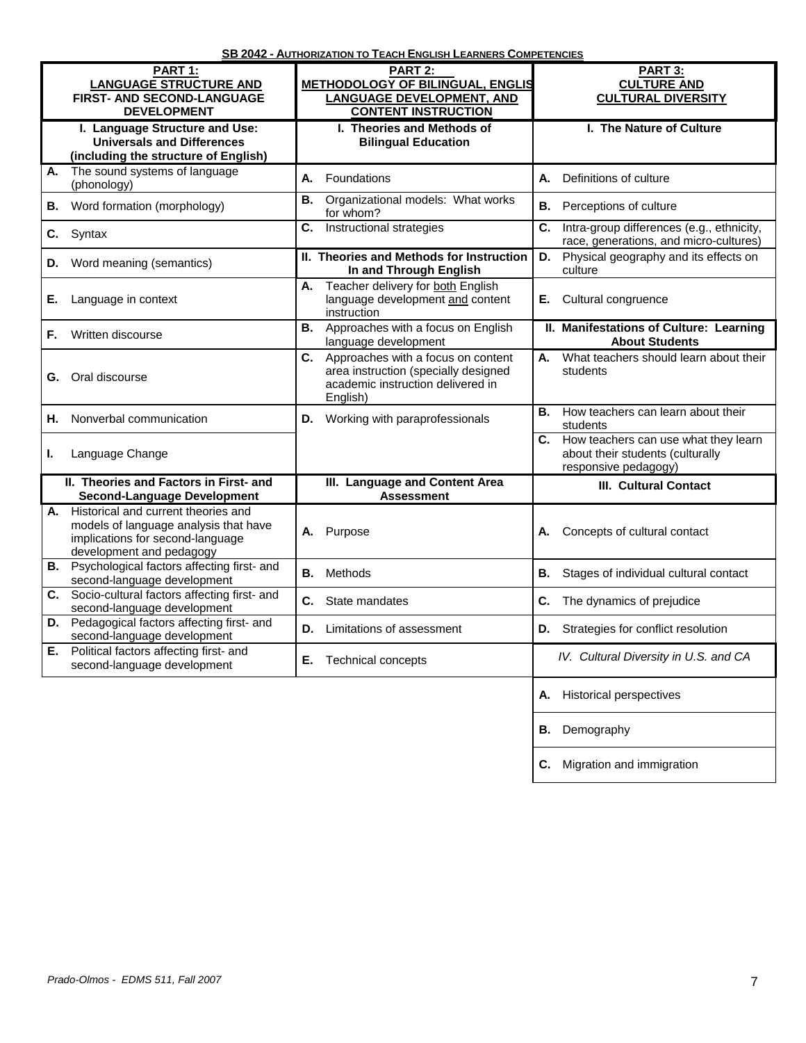**SB 2042 - AUTHORIZATION TO TEACH ENGLISH LEARNERS COMPETENCIES**

| PART 1: LANGUAGE STRUCTURE AND FIRST- AND SECOND-LANGUAGE DEVELOPMENT | PART 2: METHODOLOGY OF BILINGUAL, ENGLISH LANGUAGE DEVELOPMENT, AND CONTENT INSTRUCTION | PART 3: CULTURE AND CULTURAL DIVERSITY |
|---|---|---|
| **I. Language Structure and Use: Universals and Differences (including the structure of English)** | **I. Theories and Methods of Bilingual Education** | **I. The Nature of Culture** |
| **A.** The sound systems of language (phonology) | **A.** Foundations | **A.** Definitions of culture |
| **B.** Word formation (morphology) | **B.** Organizational models: What works for whom? | **B.** Perceptions of culture |
| **C.** Syntax | **C.** Instructional strategies | **C.** Intra-group differences (e.g., ethnicity, race, generations, and micro-cultures) |
| **D.** Word meaning (semantics) | **II. Theories and Methods for Instruction In and Through English** | **D.** Physical geography and its effects on culture |
| **E.** Language in context | **A.** Teacher delivery for both English language development and content instruction | **E.** Cultural congruence |
| **F.** Written discourse | **B.** Approaches with a focus on English language development | **II. Manifestations of Culture: Learning About Students** |
| **G.** Oral discourse | **C.** Approaches with a focus on content area instruction (specially designed academic instruction delivered in English) | **A.** What teachers should learn about their students |
| **H.** Nonverbal communication | **D.** Working with paraprofessionals | **B.** How teachers can learn about their students |
| **I.** Language Change | | **C.** How teachers can use what they learn about their students (culturally responsive pedagogy) |
| **II. Theories and Factors in First- and Second-Language Development** | **III. Language and Content Area Assessment** | **III. Cultural Contact** |
| **A.** Historical and current theories and models of language analysis that have implications for second-language development and pedagogy | **A.** Purpose | **A.** Concepts of cultural contact |
| **B.** Psychological factors affecting first- and second-language development | **B.** Methods | **B.** Stages of individual cultural contact |
| **C.** Socio-cultural factors affecting first- and second-language development | **C.** State mandates | **C.** The dynamics of prejudice |
| **D.** Pedagogical factors affecting first- and second-language development | **D.** Limitations of assessment | **D.** Strategies for conflict resolution |
| **E.** Political factors affecting first- and second-language development | **E.** Technical concepts | *IV. Cultural Diversity in U.S. and CA* |
| | | **A.** Historical perspectives |
| | | **B.** Demography |
| | | **C.** Migration and immigration |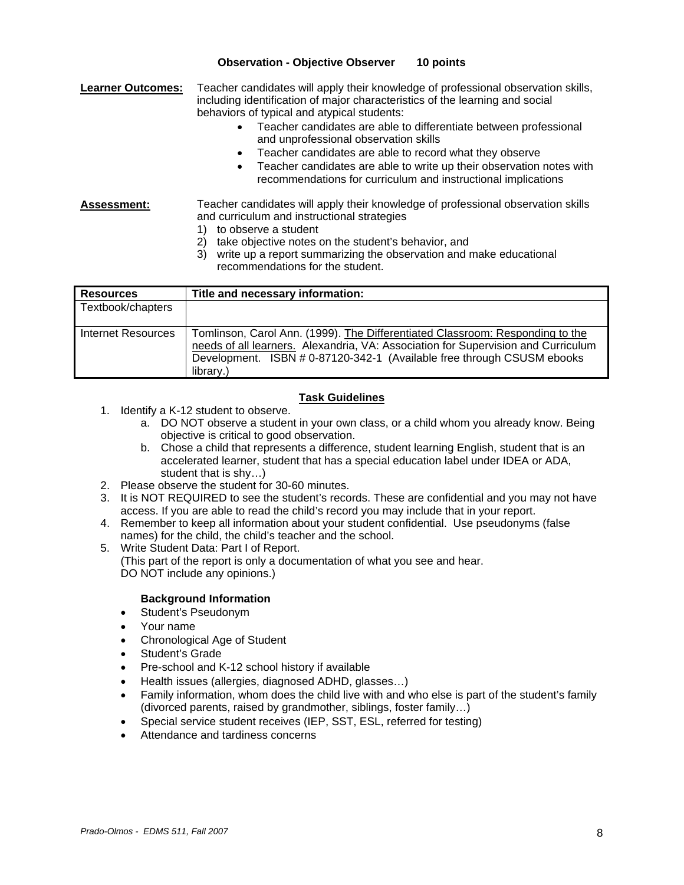## Observation - Objective Observer 10 points

**Learner Outcomes:** Teacher candidates will apply their knowledge of professional observation skills, including identification of major characteristics of the learning and social behaviors of typical and atypical students:

- Teacher candidates are able to differentiate between professional and unprofessional observation skills
- Teacher candidates are able to record what they observe
- Teacher candidates are able to write up their observation notes with recommendations for curriculum and instructional implications

**Assessment:** Teacher candidates will apply their knowledge of professional observation skills and curriculum and instructional strategies

1) to observe a student
2) take objective notes on the student's behavior, and
3) write up a report summarizing the observation and make educational recommendations for the student.

| Resources | Title and necessary information: |
|---|---|
| Textbook/chapters | |
| Internet Resources | Tomlinson, Carol Ann. (1999). The Differentiated Classroom: Responding to the needs of all learners. Alexandria, VA: Association for Supervision and Curriculum Development. ISBN # 0-87120-342-1 (Available free through CSUSM ebooks library.) |

### Task Guidelines

1. Identify a K-12 student to observe.
   a. DO NOT observe a student in your own class, or a child whom you already know. Being objective is critical to good observation.
   b. Chose a child that represents a difference, student learning English, student that is an accelerated learner, student that has a special education label under IDEA or ADA, student that is shy…)
2. Please observe the student for 30-60 minutes.
3. It is NOT REQUIRED to see the student's records. These are confidential and you may not have access. If you are able to read the child's record you may include that in your report.
4. Remember to keep all information about your student confidential. Use pseudonyms (false names) for the child, the child's teacher and the school.
5. Write Student Data: Part I of Report.
   (This part of the report is only a documentation of what you see and hear.
   DO NOT include any opinions.)

   **Background Information**

   - Student's Pseudonym
   - Your name
   - Chronological Age of Student
   - Student's Grade
   - Pre-school and K-12 school history if available
   - Health issues (allergies, diagnosed ADHD, glasses…)
   - Family information, whom does the child live with and who else is part of the student's family (divorced parents, raised by grandmother, siblings, foster family…)
   - Special service student receives (IEP, SST, ESL, referred for testing)
   - Attendance and tardiness concerns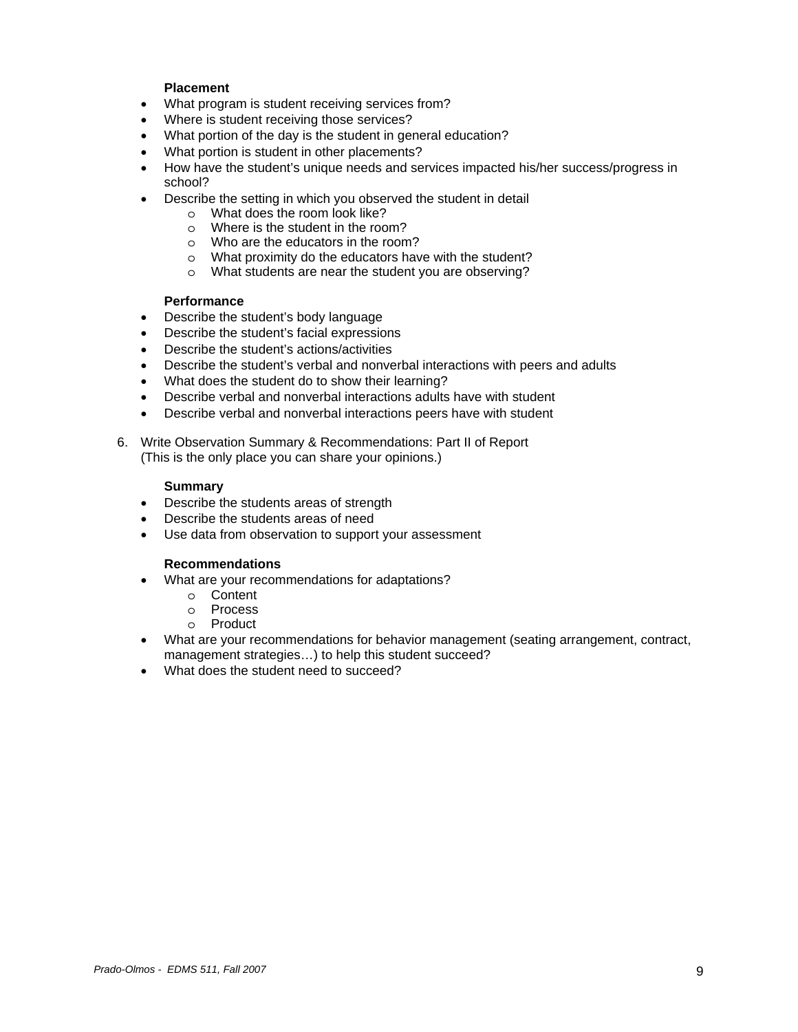**Placement**

- What program is student receiving services from?
- Where is student receiving those services?
- What portion of the day is the student in general education?
- What portion is student in other placements?
- How have the student's unique needs and services impacted his/her success/progress in school?
- Describe the setting in which you observed the student in detail
    - What does the room look like?
    - Where is the student in the room?
    - Who are the educators in the room?
    - What proximity do the educators have with the student?
    - What students are near the student you are observing?

**Performance**

- Describe the student's body language
- Describe the student's facial expressions
- Describe the student's actions/activities
- Describe the student's verbal and nonverbal interactions with peers and adults
- What does the student do to show their learning?
- Describe verbal and nonverbal interactions adults have with student
- Describe verbal and nonverbal interactions peers have with student

6. Write Observation Summary & Recommendations: Part II of Report
   (This is the only place you can share your opinions.)

**Summary**

- Describe the students areas of strength
- Describe the students areas of need
- Use data from observation to support your assessment

**Recommendations**

- What are your recommendations for adaptations?
    - Content
    - Process
    - Product
- What are your recommendations for behavior management (seating arrangement, contract, management strategies…) to help this student succeed?
- What does the student need to succeed?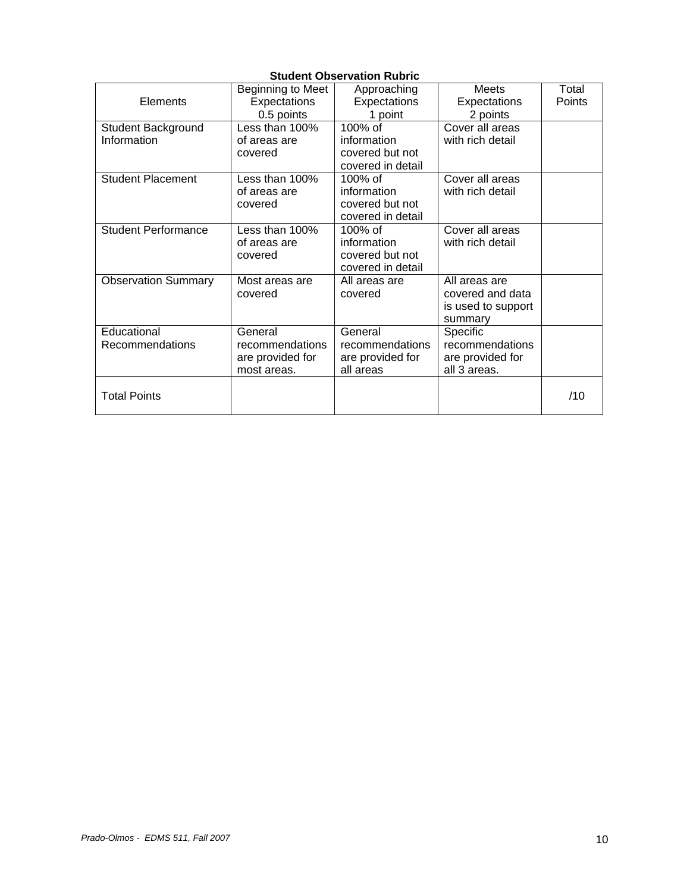**Student Observation Rubric**

| Elements | Beginning to Meet Expectations 0.5 points | Approaching Expectations 1 point | Meets Expectations 2 points | Total Points |
|---|---|---|---|---|
| Student Background Information | Less than 100% of areas are covered | 100% of information covered but not covered in detail | Cover all areas with rich detail | |
| Student Placement | Less than 100% of areas are covered | 100% of information covered but not covered in detail | Cover all areas with rich detail | |
| Student Performance | Less than 100% of areas are covered | 100% of information covered but not covered in detail | Cover all areas with rich detail | |
| Observation Summary | Most areas are covered | All areas are covered | All areas are covered and data is used to support summary | |
| Educational Recommendations | General recommendations are provided for most areas. | General recommendations are provided for all areas | Specific recommendations are provided for all 3 areas. | |
| Total Points | | | | /10 |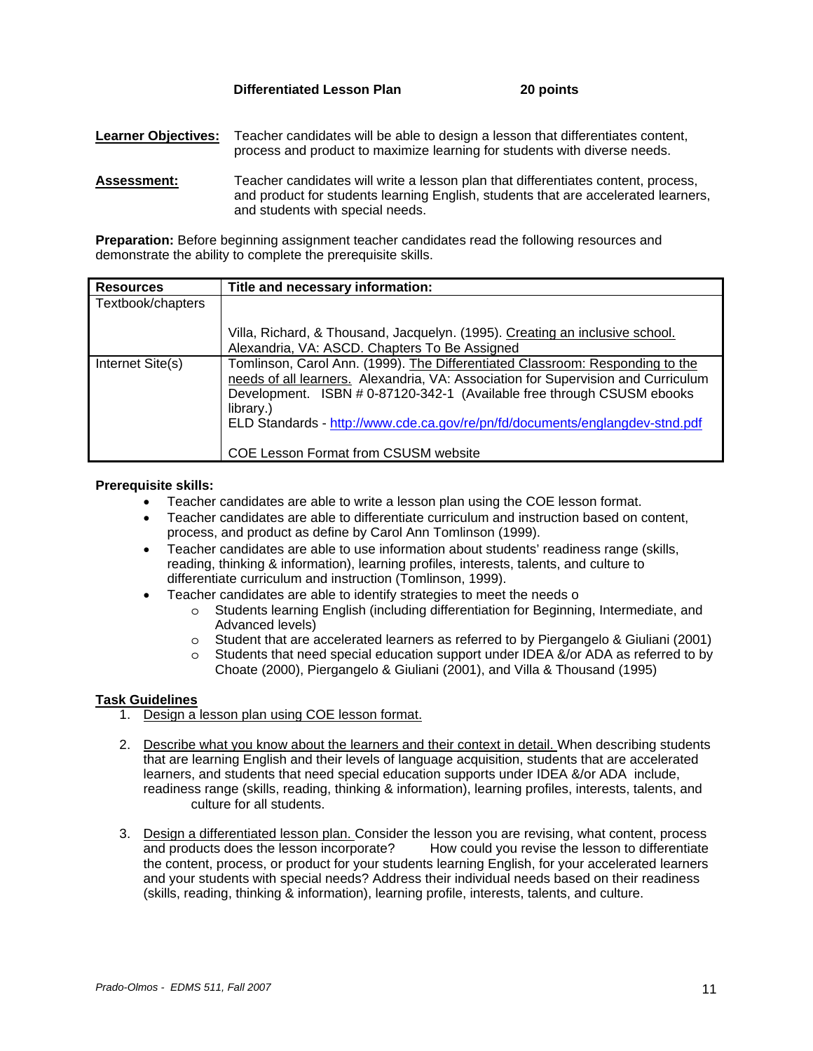**Differentiated Lesson Plan 20 points**

**Learner Objectives:** Teacher candidates will be able to design a lesson that differentiates content, process and product to maximize learning for students with diverse needs.

**Assessment:** Teacher candidates will write a lesson plan that differentiates content, process, and product for students learning English, students that are accelerated learners, and students with special needs.

**Preparation:** Before beginning assignment teacher candidates read the following resources and demonstrate the ability to complete the prerequisite skills.

| Resources | Title and necessary information: |
|---|---|
| Textbook/chapters | Villa, Richard, & Thousand, Jacquelyn. (1995). Creating an inclusive school. Alexandria, VA: ASCD. Chapters To Be Assigned |
| Internet Site(s) | Tomlinson, Carol Ann. (1999). The Differentiated Classroom: Responding to the needs of all learners. Alexandria, VA: Association for Supervision and Curriculum Development. ISBN # 0-87120-342-1 (Available free through CSUSM ebooks library.)<br>ELD Standards - http://www.cde.ca.gov/re/pn/fd/documents/englangdev-stnd.pdf<br><br>COE Lesson Format from CSUSM website |

**Prerequisite skills:**

- Teacher candidates are able to write a lesson plan using the COE lesson format.
- Teacher candidates are able to differentiate curriculum and instruction based on content, process, and product as define by Carol Ann Tomlinson (1999).
- Teacher candidates are able to use information about students' readiness range (skills, reading, thinking & information), learning profiles, interests, talents, and culture to differentiate curriculum and instruction (Tomlinson, 1999).
- Teacher candidates are able to identify strategies to meet the needs o
  - Students learning English (including differentiation for Beginning, Intermediate, and Advanced levels)
  - Student that are accelerated learners as referred to by Piergangelo & Giuliani (2001)
  - Students that need special education support under IDEA &/or ADA as referred to by Choate (2000), Piergangelo & Giuliani (2001), and Villa & Thousand (1995)

**Task Guidelines**

1. Design a lesson plan using COE lesson format.

2. Describe what you know about the learners and their context in detail. When describing students that are learning English and their levels of language acquisition, students that are accelerated learners, and students that need special education supports under IDEA &/or ADA include, readiness range (skills, reading, thinking & information), learning profiles, interests, talents, and culture for all students.

3. Design a differentiated lesson plan. Consider the lesson you are revising, what content, process and products does the lesson incorporate? How could you revise the lesson to differentiate the content, process, or product for your students learning English, for your accelerated learners and your students with special needs? Address their individual needs based on their readiness (skills, reading, thinking & information), learning profile, interests, talents, and culture.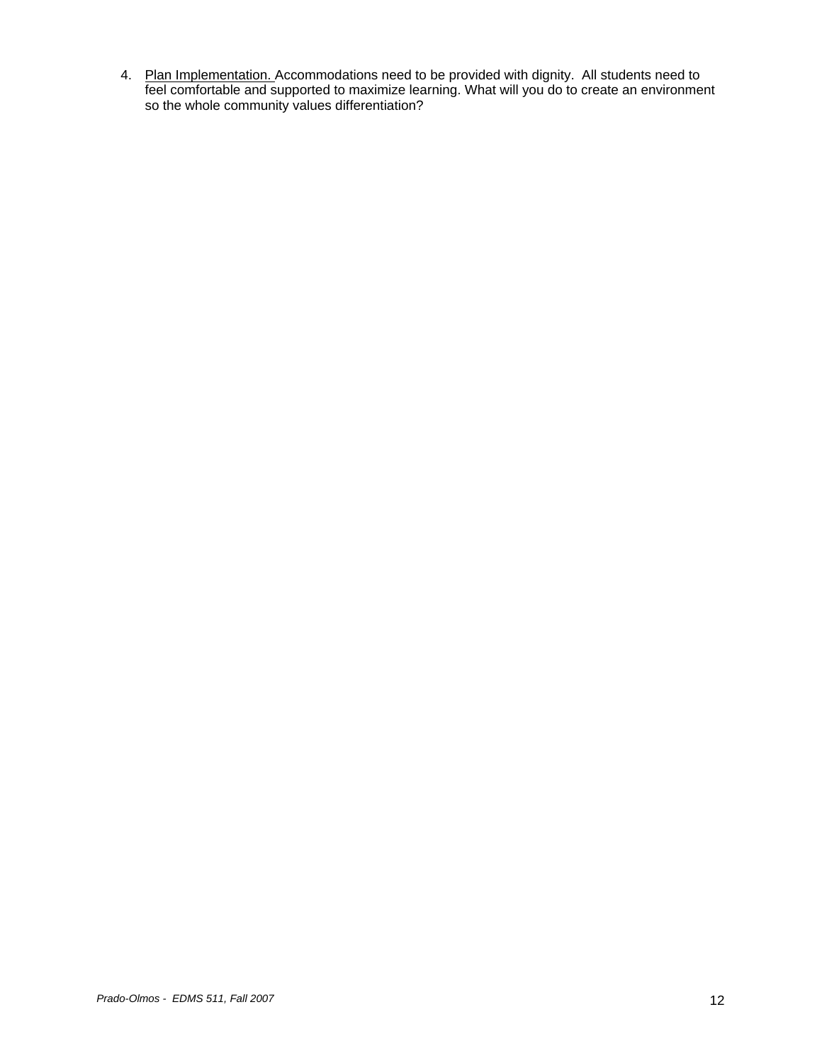4. <u>Plan Implementation.</u> Accommodations need to be provided with dignity. All students need to feel comfortable and supported to maximize learning. What will you do to create an environment so the whole community values differentiation?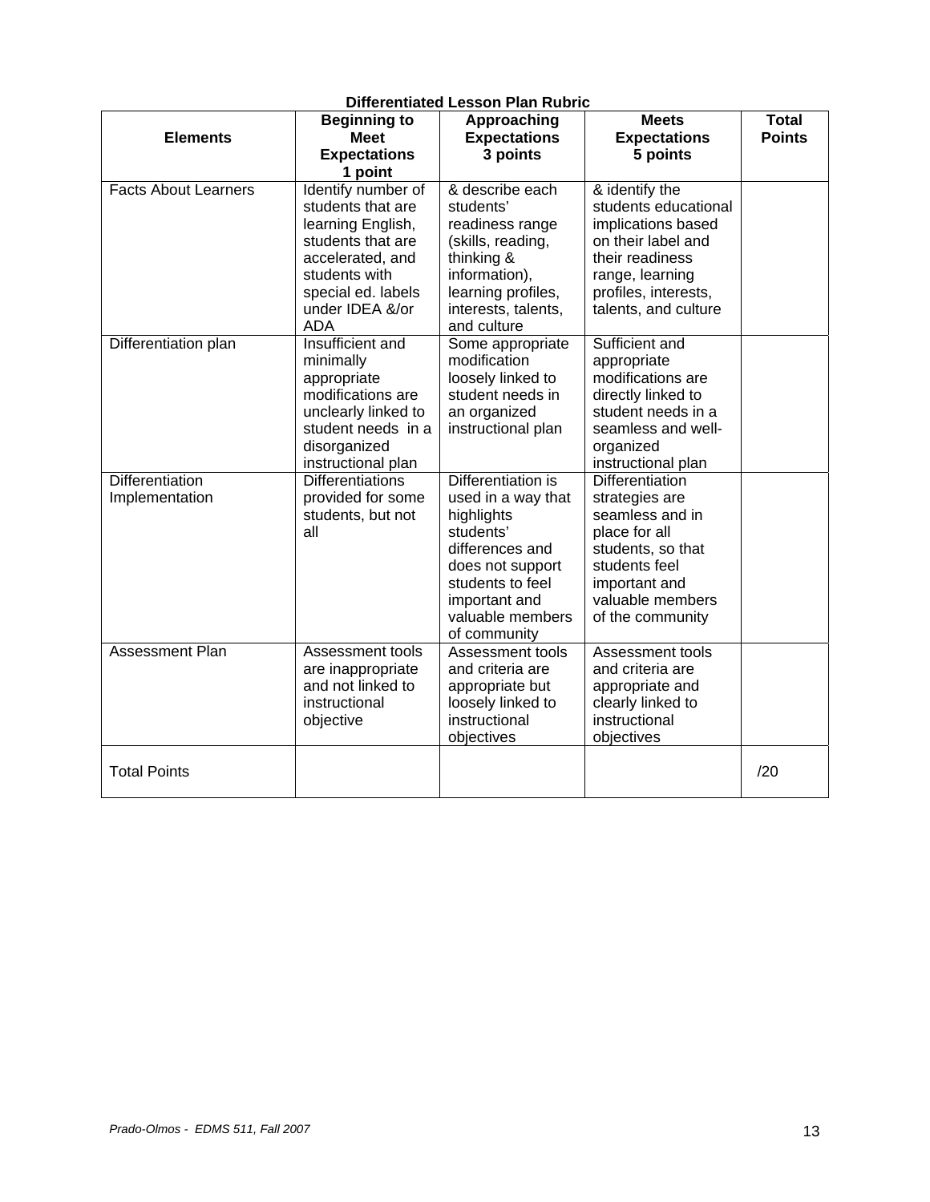**Differentiated Lesson Plan Rubric**

| Elements | Beginning to Meet Expectations 1 point | Approaching Expectations 3 points | Meets Expectations 5 points | Total Points |
|---|---|---|---|---|
| Facts About Learners | Identify number of students that are learning English, students that are accelerated, and students with special ed. labels under IDEA &/or ADA | & describe each students' readiness range (skills, reading, thinking & information), learning profiles, interests, talents, and culture | & identify the students educational implications based on their label and their readiness range, learning profiles, interests, talents, and culture | |
| Differentiation plan | Insufficient and minimally appropriate modifications are unclearly linked to student needs in a disorganized instructional plan | Some appropriate modification loosely linked to student needs in an organized instructional plan | Sufficient and appropriate modifications are directly linked to student needs in a seamless and well-organized instructional plan | |
| Differentiation Implementation | Differentiations provided for some students, but not all | Differentiation is used in a way that highlights students' differences and does not support students to feel important and valuable members of community | Differentiation strategies are seamless and in place for all students, so that students feel important and valuable members of the community | |
| Assessment Plan | Assessment tools are inappropriate and not linked to instructional objective | Assessment tools and criteria are appropriate but loosely linked to instructional objectives | Assessment tools and criteria are appropriate and clearly linked to instructional objectives | |
| Total Points | | | | /20 |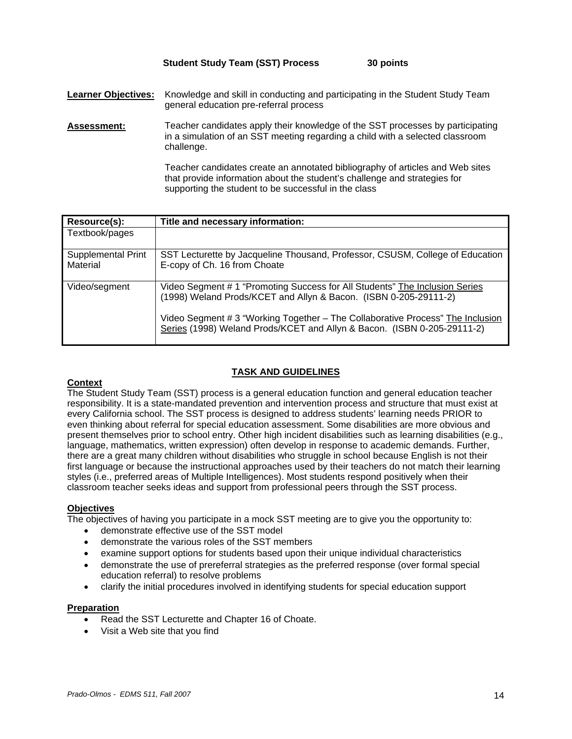## Student Study Team (SST) Process 30 points

**Learner Objectives:** Knowledge and skill in conducting and participating in the Student Study Team general education pre-referral process

**Assessment:** Teacher candidates apply their knowledge of the SST processes by participating in a simulation of an SST meeting regarding a child with a selected classroom challenge.

Teacher candidates create an annotated bibliography of articles and Web sites that provide information about the student's challenge and strategies for supporting the student to be successful in the class

| Resource(s): | Title and necessary information: |
|---|---|
| Textbook/pages | |
| Supplemental Print Material | SST Lecturette by Jacqueline Thousand, Professor, CSUSM, College of Education<br>E-copy of Ch. 16 from Choate |
| Video/segment | Video Segment # 1 "Promoting Success for All Students" The Inclusion Series (1998) Weland Prods/KCET and Allyn & Bacon. (ISBN 0-205-29111-2)<br><br>Video Segment # 3 "Working Together – The Collaborative Process" The Inclusion Series (1998) Weland Prods/KCET and Allyn & Bacon. (ISBN 0-205-29111-2) |

### TASK AND GUIDELINES

**Context**

The Student Study Team (SST) process is a general education function and general education teacher responsibility. It is a state-mandated prevention and intervention process and structure that must exist at every California school. The SST process is designed to address students' learning needs PRIOR to even thinking about referral for special education assessment. Some disabilities are more obvious and present themselves prior to school entry. Other high incident disabilities such as learning disabilities (e.g., language, mathematics, written expression) often develop in response to academic demands. Further, there are a great many children without disabilities who struggle in school because English is not their first language or because the instructional approaches used by their teachers do not match their learning styles (i.e., preferred areas of Multiple Intelligences). Most students respond positively when their classroom teacher seeks ideas and support from professional peers through the SST process.

**Objectives**

The objectives of having you participate in a mock SST meeting are to give you the opportunity to:

- demonstrate effective use of the SST model
- demonstrate the various roles of the SST members
- examine support options for students based upon their unique individual characteristics
- demonstrate the use of prereferral strategies as the preferred response (over formal special education referral) to resolve problems
- clarify the initial procedures involved in identifying students for special education support

**Preparation**

- Read the SST Lecturette and Chapter 16 of Choate.
- Visit a Web site that you find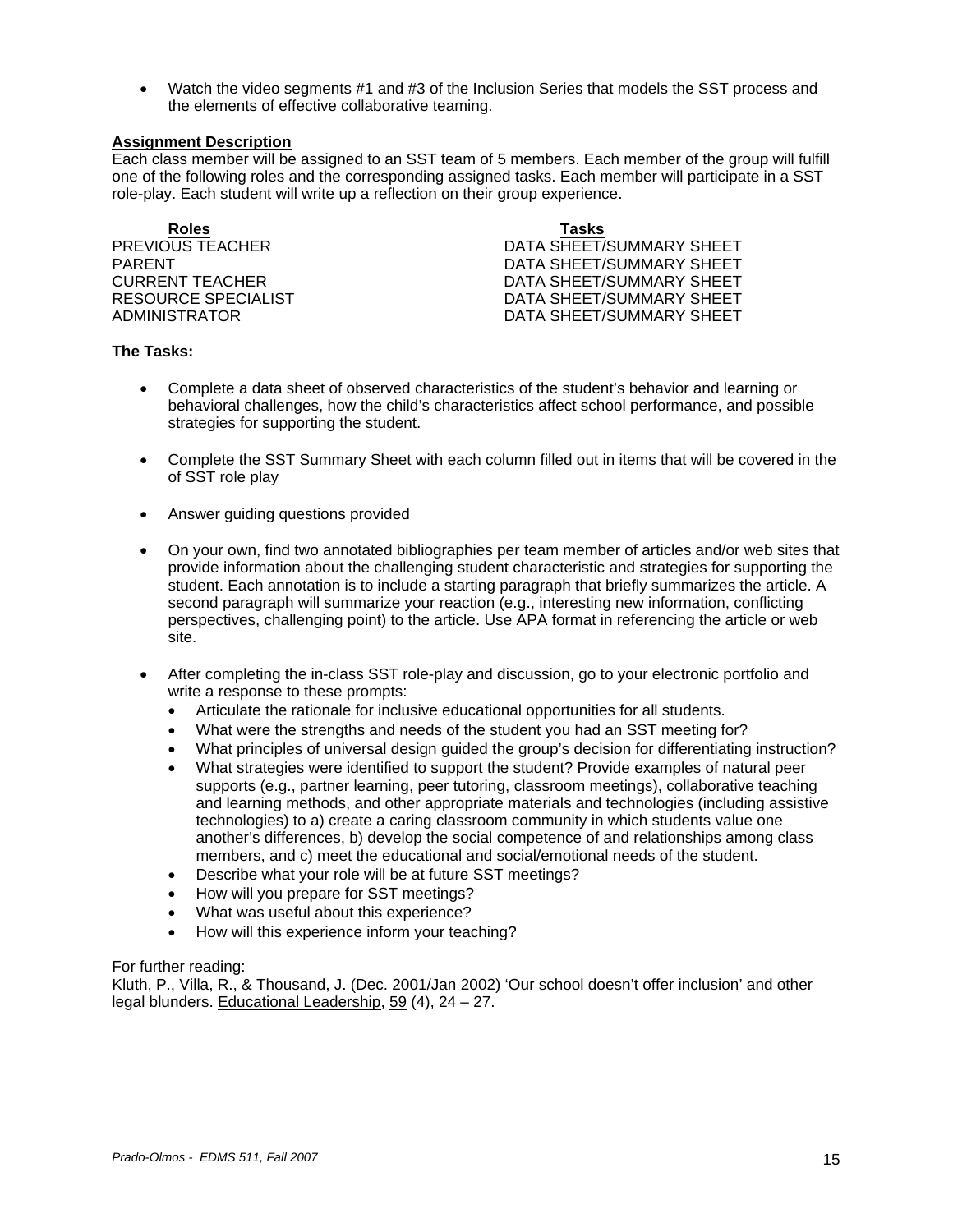- Watch the video segments #1 and #3 of the Inclusion Series that models the SST process and the elements of effective collaborative teaming.

**Assignment Description**

Each class member will be assigned to an SST team of 5 members. Each member of the group will fulfill one of the following roles and the corresponding assigned tasks. Each member will participate in a SST role-play. Each student will write up a reflection on their group experience.

| Roles | Tasks |
| --- | --- |
| PREVIOUS TEACHER | DATA SHEET/SUMMARY SHEET |
| PARENT | DATA SHEET/SUMMARY SHEET |
| CURRENT TEACHER | DATA SHEET/SUMMARY SHEET |
| RESOURCE SPECIALIST | DATA SHEET/SUMMARY SHEET |
| ADMINISTRATOR | DATA SHEET/SUMMARY SHEET |

**The Tasks:**

- Complete a data sheet of observed characteristics of the student's behavior and learning or behavioral challenges, how the child's characteristics affect school performance, and possible strategies for supporting the student.

- Complete the SST Summary Sheet with each column filled out in items that will be covered in the of SST role play

- Answer guiding questions provided

- On your own, find two annotated bibliographies per team member of articles and/or web sites that provide information about the challenging student characteristic and strategies for supporting the student. Each annotation is to include a starting paragraph that briefly summarizes the article. A second paragraph will summarize your reaction (e.g., interesting new information, conflicting perspectives, challenging point) to the article. Use APA format in referencing the article or web site.

- After completing the in-class SST role-play and discussion, go to your electronic portfolio and write a response to these prompts:
  - Articulate the rationale for inclusive educational opportunities for all students.
  - What were the strengths and needs of the student you had an SST meeting for?
  - What principles of universal design guided the group's decision for differentiating instruction?
  - What strategies were identified to support the student? Provide examples of natural peer supports (e.g., partner learning, peer tutoring, classroom meetings), collaborative teaching and learning methods, and other appropriate materials and technologies (including assistive technologies) to a) create a caring classroom community in which students value one another's differences, b) develop the social competence of and relationships among class members, and c) meet the educational and social/emotional needs of the student.
  - Describe what your role will be at future SST meetings?
  - How will you prepare for SST meetings?
  - What was useful about this experience?
  - How will this experience inform your teaching?

For further reading:

Kluth, P., Villa, R., & Thousand, J. (Dec. 2001/Jan 2002) 'Our school doesn't offer inclusion' and other legal blunders. <u>Educational Leadership</u>, <u>59</u> (4), 24 – 27.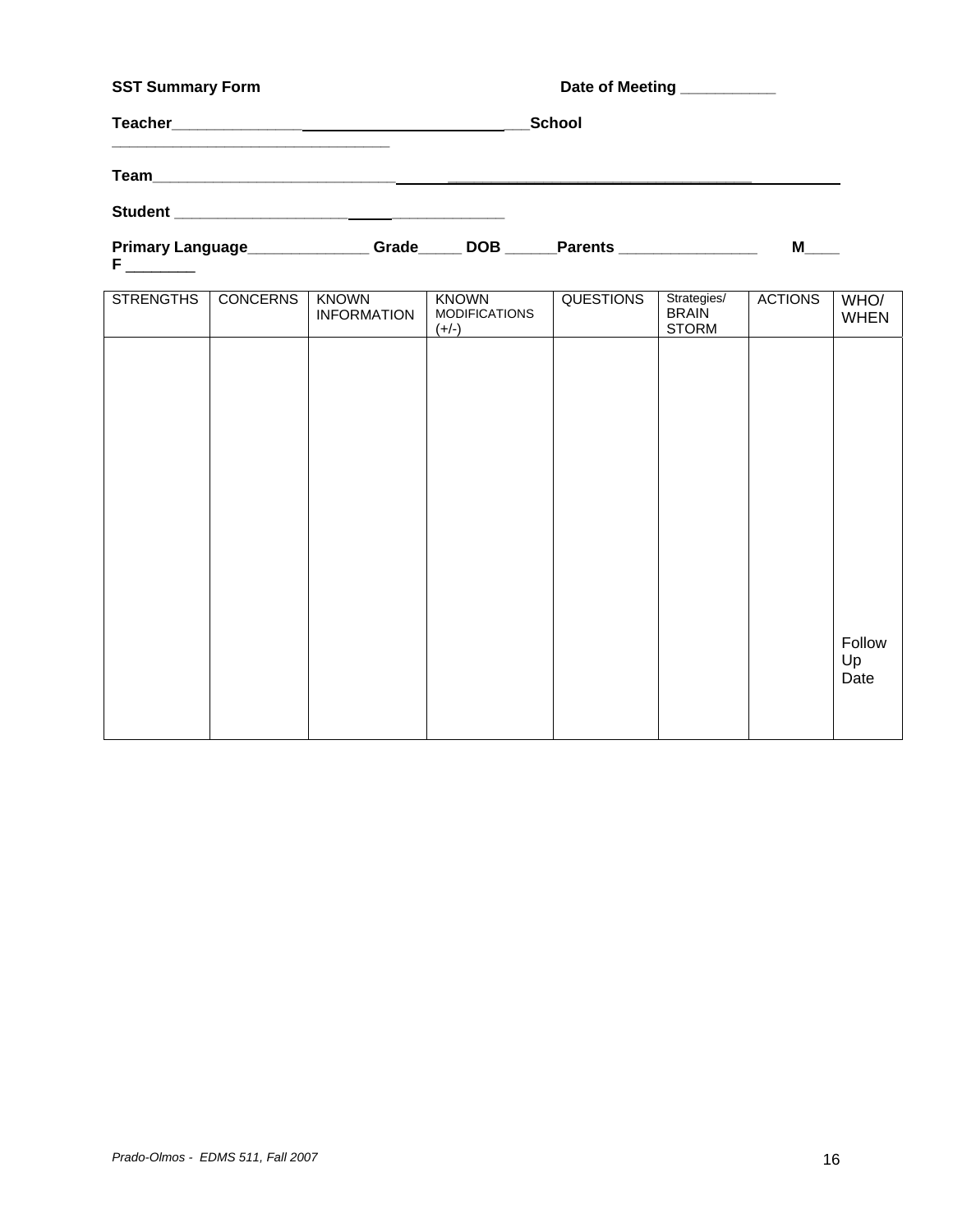**SST Summary Form** **Date of Meeting ___________**

**Teacher_______________________________________School _________________________________**

**Team____________________________________________________________________________**

**Student ____________________________________**

**Primary Language______________ Grade_____ DOB ______Parents ________________ M____ F ________**

| STRENGTHS | CONCERNS | KNOWN INFORMATION | KNOWN MODIFICATIONS (+/-) | QUESTIONS | Strategies/ BRAIN STORM | ACTIONS | WHO/ WHEN |
|---|---|---|---|---|---|---|---|
| | | | | | | | Follow Up Date |

*Prado-Olmos - EDMS 511, Fall 2007*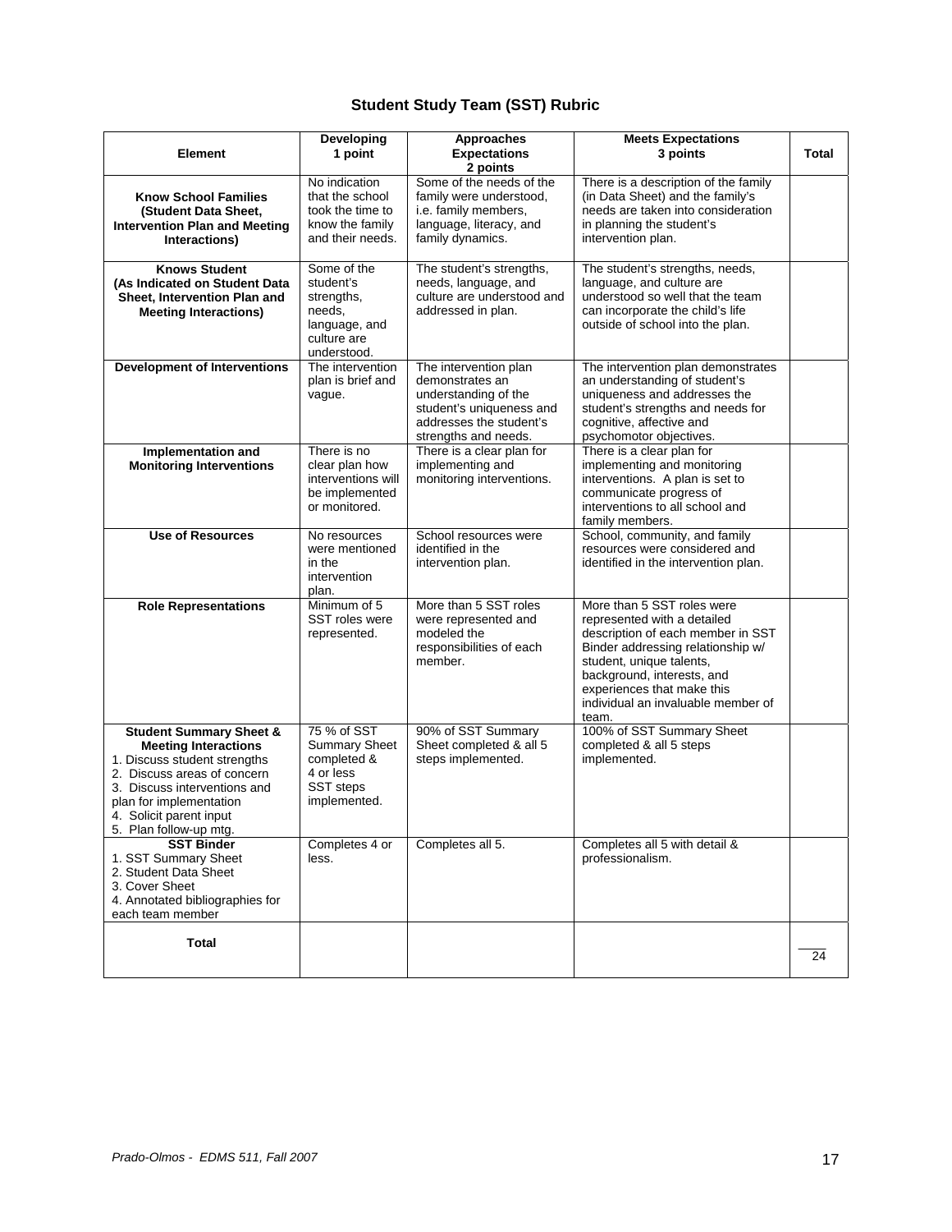## Student Study Team (SST) Rubric

| Element | Developing 1 point | Approaches Expectations 2 points | Meets Expectations 3 points | Total |
|---|---|---|---|---|
| **Know School Families (Student Data Sheet, Intervention Plan and Meeting Interactions)** | No indication that the school took the time to know the family and their needs. | Some of the needs of the family were understood, i.e. family members, language, literacy, and family dynamics. | There is a description of the family (in Data Sheet) and the family's needs are taken into consideration in planning the student's intervention plan. | |
| **Knows Student (As Indicated on Student Data Sheet, Intervention Plan and Meeting Interactions)** | Some of the student's strengths, needs, language, and culture are understood. | The student's strengths, needs, language, and culture are understood and addressed in plan. | The student's strengths, needs, language, and culture are understood so well that the team can incorporate the child's life outside of school into the plan. | |
| **Development of Interventions** | The intervention plan is brief and vague. | The intervention plan demonstrates an understanding of the student's uniqueness and addresses the student's strengths and needs. | The intervention plan demonstrates an understanding of student's uniqueness and addresses the student's strengths and needs for cognitive, affective and psychomotor objectives. | |
| **Implementation and Monitoring Interventions** | There is no clear plan how interventions will be implemented or monitored. | There is a clear plan for implementing and monitoring interventions. | There is a clear plan for implementing and monitoring interventions. A plan is set to communicate progress of interventions to all school and family members. | |
| **Use of Resources** | No resources were mentioned in the intervention plan. | School resources were identified in the intervention plan. | School, community, and family resources were considered and identified in the intervention plan. | |
| **Role Representations** | Minimum of 5 SST roles were represented. | More than 5 SST roles were represented and modeled the responsibilities of each member. | More than 5 SST roles were represented with a detailed description of each member in SST Binder addressing relationship w/ student, unique talents, background, interests, and experiences that make this individual an invaluable member of team. | |
| **Student Summary Sheet & Meeting Interactions**<br>1. Discuss student strengths<br>2. Discuss areas of concern<br>3. Discuss interventions and plan for implementation<br>4. Solicit parent input<br>5. Plan follow-up mtg. | 75 % of SST Summary Sheet completed & 4 or less SST steps implemented. | 90% of SST Summary Sheet completed & all 5 steps implemented. | 100% of SST Summary Sheet completed & all 5 steps implemented. | |
| **SST Binder**<br>1. SST Summary Sheet<br>2. Student Data Sheet<br>3. Cover Sheet<br>4. Annotated bibliographies for each team member | Completes 4 or less. | Completes all 5. | Completes all 5 with detail & professionalism. | |
| **Total** | | | | ____ 24 |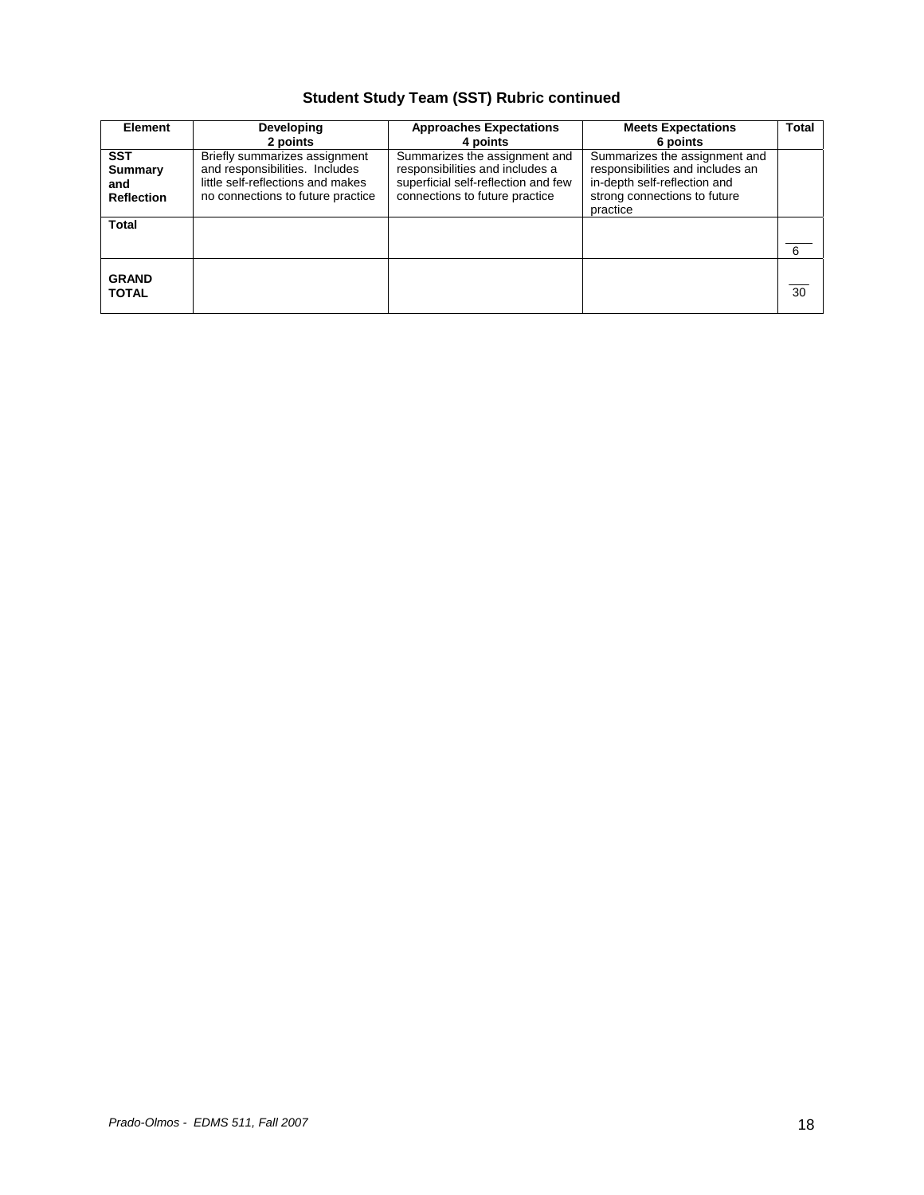### Student Study Team (SST) Rubric continued

| Element | Developing<br>2 points | Approaches Expectations<br>4 points | Meets Expectations<br>6 points | Total |
|---|---|---|---|---|
| **SST Summary and Reflection** | Briefly summarizes assignment and responsibilities. Includes little self-reflections and makes no connections to future practice | Summarizes the assignment and responsibilities and includes a superficial self-reflection and few connections to future practice | Summarizes the assignment and responsibilities and includes an in-depth self-reflection and strong connections to future practice | |
| **Total** | | | | ____<br>6 |
| **GRAND TOTAL** | | | | ___<br>30 |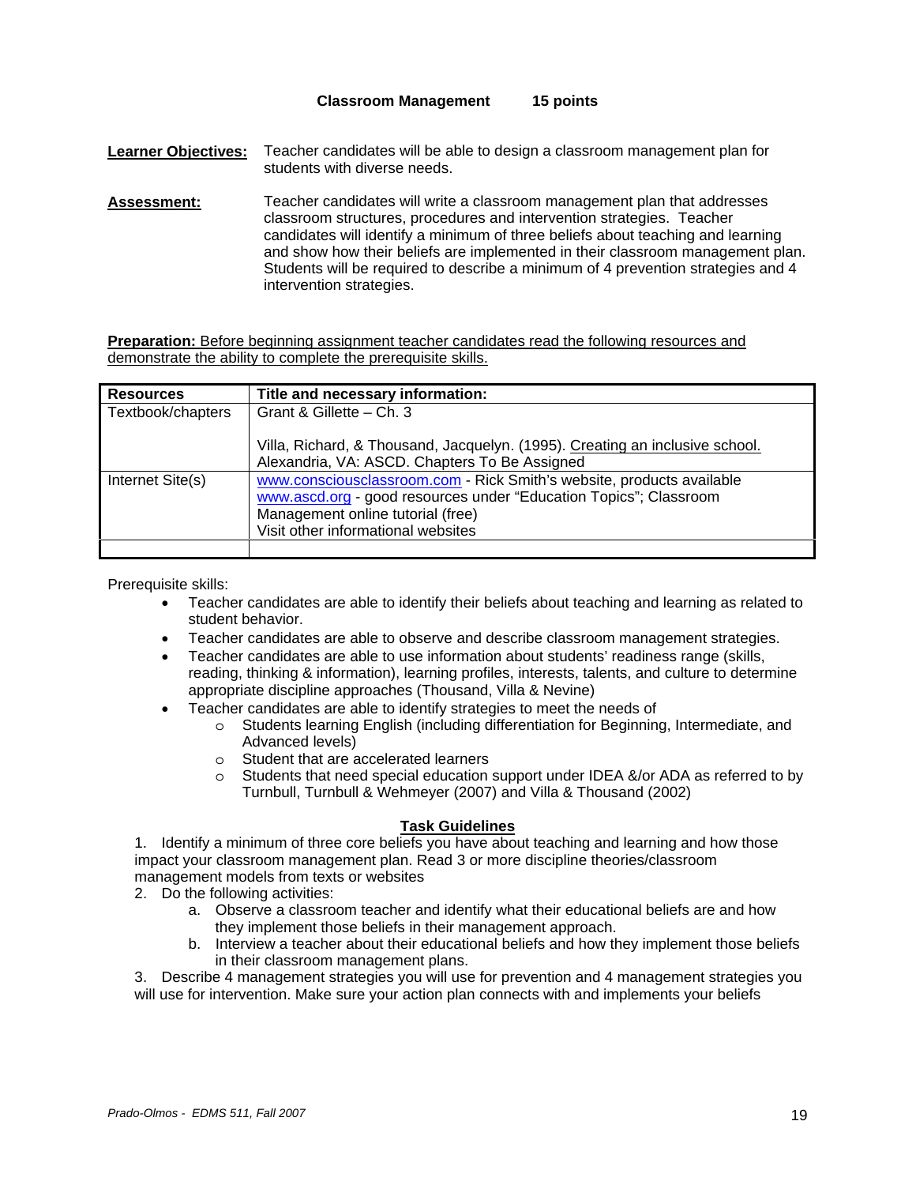**Classroom Management 15 points**

**Learner Objectives:** Teacher candidates will be able to design a classroom management plan for students with diverse needs.

**Assessment:** Teacher candidates will write a classroom management plan that addresses classroom structures, procedures and intervention strategies. Teacher candidates will identify a minimum of three beliefs about teaching and learning and show how their beliefs are implemented in their classroom management plan. Students will be required to describe a minimum of 4 prevention strategies and 4 intervention strategies.

**Preparation:** Before beginning assignment teacher candidates read the following resources and demonstrate the ability to complete the prerequisite skills.

| Resources | Title and necessary information: |
|---|---|
| Textbook/chapters | Grant & Gillette – Ch. 3<br><br>Villa, Richard, & Thousand, Jacquelyn. (1995). Creating an inclusive school. Alexandria, VA: ASCD. Chapters To Be Assigned |
| Internet Site(s) | www.consciousclassroom.com - Rick Smith's website, products available<br>www.ascd.org - good resources under "Education Topics"; Classroom Management online tutorial (free)<br>Visit other informational websites |
| | |

Prerequisite skills:

- Teacher candidates are able to identify their beliefs about teaching and learning as related to student behavior.
- Teacher candidates are able to observe and describe classroom management strategies.
- Teacher candidates are able to use information about students' readiness range (skills, reading, thinking & information), learning profiles, interests, talents, and culture to determine appropriate discipline approaches (Thousand, Villa & Nevine)
- Teacher candidates are able to identify strategies to meet the needs of
  - Students learning English (including differentiation for Beginning, Intermediate, and Advanced levels)
  - Student that are accelerated learners
  - Students that need special education support under IDEA &/or ADA as referred to by Turnbull, Turnbull & Wehmeyer (2007) and Villa & Thousand (2002)

**Task Guidelines**

1. Identify a minimum of three core beliefs you have about teaching and learning and how those impact your classroom management plan. Read 3 or more discipline theories/classroom management models from texts or websites
2. Do the following activities:
   a. Observe a classroom teacher and identify what their educational beliefs are and how they implement those beliefs in their management approach.
   b. Interview a teacher about their educational beliefs and how they implement those beliefs in their classroom management plans.
3. Describe 4 management strategies you will use for prevention and 4 management strategies you will use for intervention. Make sure your action plan connects with and implements your beliefs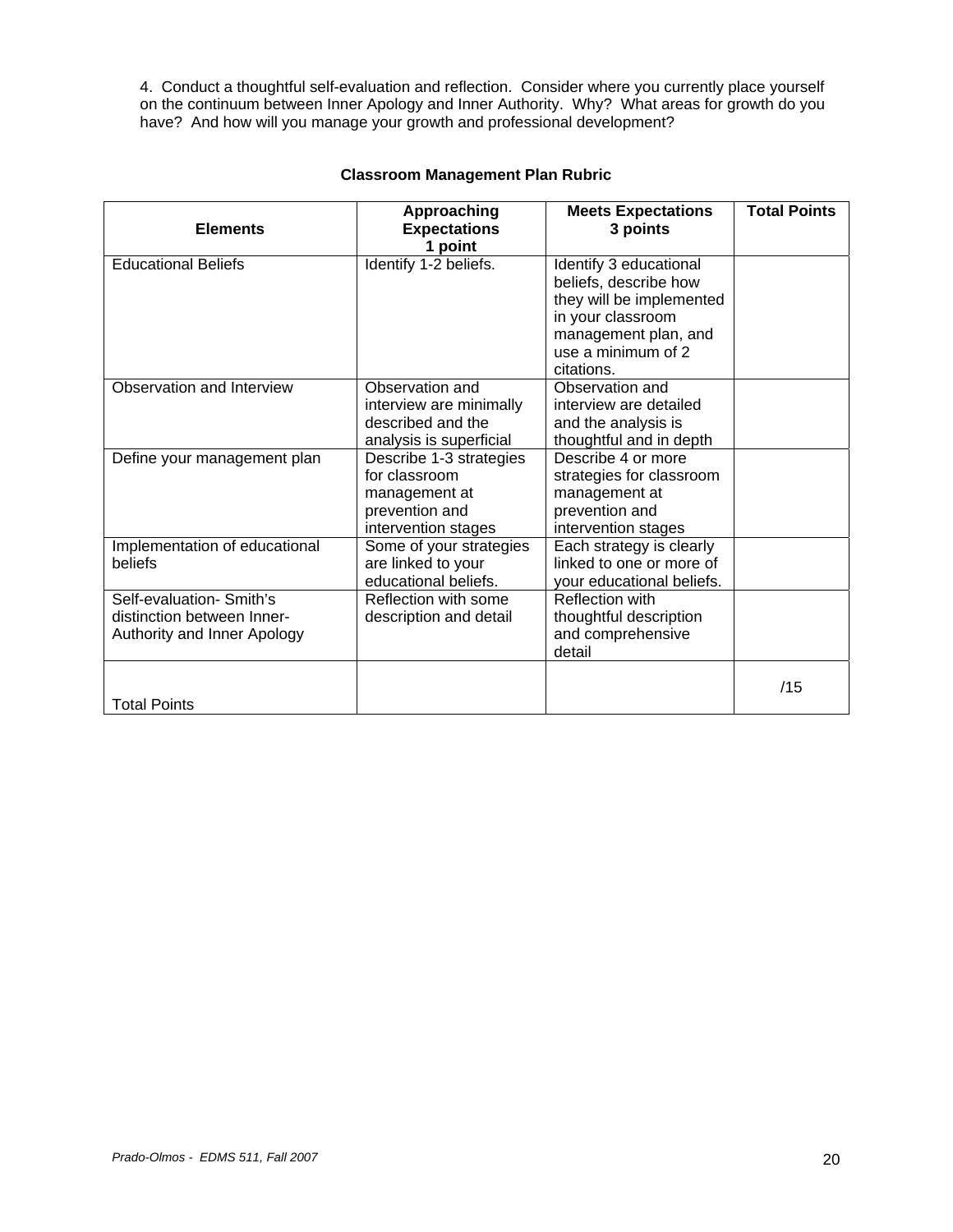4. Conduct a thoughtful self-evaluation and reflection. Consider where you currently place yourself on the continuum between Inner Apology and Inner Authority. Why? What areas for growth do you have? And how will you manage your growth and professional development?

**Classroom Management Plan Rubric**

| Elements | Approaching Expectations 1 point | Meets Expectations 3 points | Total Points |
|---|---|---|---|
| Educational Beliefs | Identify 1-2 beliefs. | Identify 3 educational beliefs, describe how they will be implemented in your classroom management plan, and use a minimum of 2 citations. | |
| Observation and Interview | Observation and interview are minimally described and the analysis is superficial | Observation and interview are detailed and the analysis is thoughtful and in depth | |
| Define your management plan | Describe 1-3 strategies for classroom management at prevention and intervention stages | Describe 4 or more strategies for classroom management at prevention and intervention stages | |
| Implementation of educational beliefs | Some of your strategies are linked to your educational beliefs. | Each strategy is clearly linked to one or more of your educational beliefs. | |
| Self-evaluation- Smith's distinction between Inner-Authority and Inner Apology | Reflection with some description and detail | Reflection with thoughtful description and comprehensive detail | |
| Total Points | | | /15 |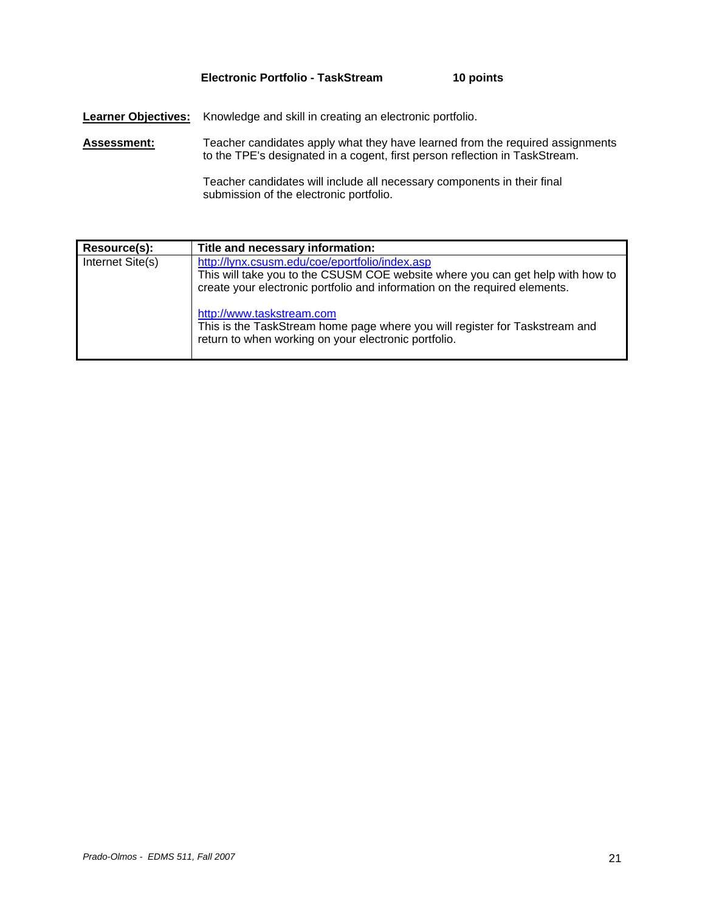**Electronic Portfolio - TaskStream 10 points**

**Learner Objectives:** Knowledge and skill in creating an electronic portfolio.

**Assessment:** Teacher candidates apply what they have learned from the required assignments to the TPE's designated in a cogent, first person reflection in TaskStream.

Teacher candidates will include all necessary components in their final submission of the electronic portfolio.

| Resource(s): | Title and necessary information: |
|---|---|
| Internet Site(s) | http://lynx.csusm.edu/coe/eportfolio/index.asp<br>This will take you to the CSUSM COE website where you can get help with how to create your electronic portfolio and information on the required elements.<br><br>http://www.taskstream.com<br>This is the TaskStream home page where you will register for Taskstream and return to when working on your electronic portfolio. |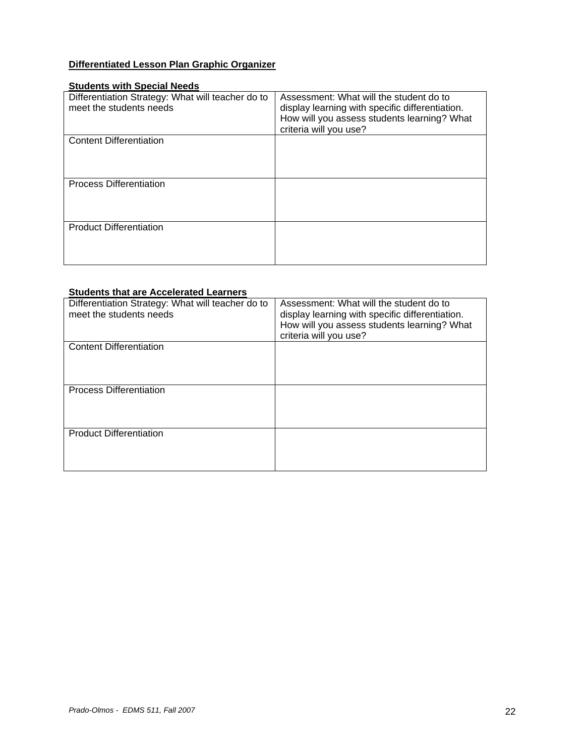**Differentiated Lesson Plan Graphic Organizer**

**Students with Special Needs**

| Differentiation Strategy: What will teacher do to meet the students needs | Assessment: What will the student do to display learning with specific differentiation. How will you assess students learning? What criteria will you use? |
|---|---|
| Content Differentiation | |
| Process Differentiation | |
| Product Differentiation | |

**Students that are Accelerated Learners**

| Differentiation Strategy: What will teacher do to meet the students needs | Assessment: What will the student do to display learning with specific differentiation. How will you assess students learning? What criteria will you use? |
|---|---|
| Content Differentiation | |
| Process Differentiation | |
| Product Differentiation | |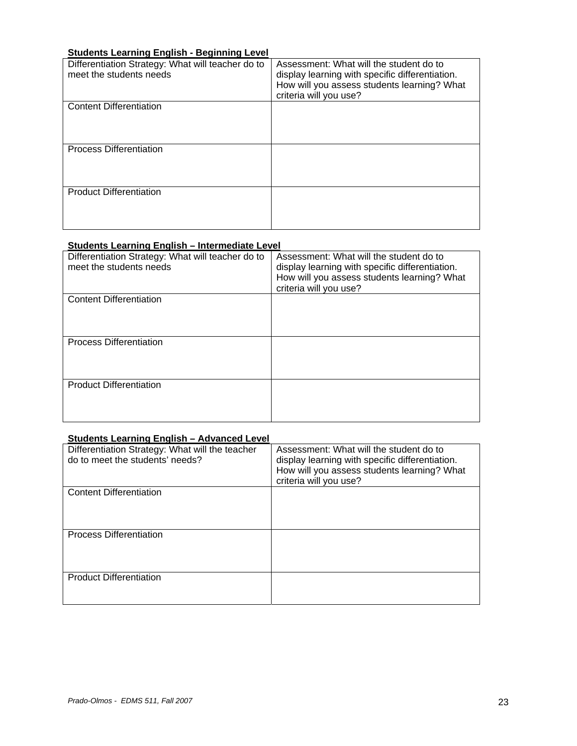**Students Learning English - Beginning Level**

| Differentiation Strategy: What will teacher do to meet the students needs | Assessment: What will the student do to display learning with specific differentiation. How will you assess students learning? What criteria will you use? |
|---|---|
| Content Differentiation | |
| Process Differentiation | |
| Product Differentiation | |

**Students Learning English – Intermediate Level**

| Differentiation Strategy: What will teacher do to meet the students needs | Assessment: What will the student do to display learning with specific differentiation. How will you assess students learning? What criteria will you use? |
|---|---|
| Content Differentiation | |
| Process Differentiation | |
| Product Differentiation | |

**Students Learning English – Advanced Level**

| Differentiation Strategy: What will the teacher do to meet the students' needs? | Assessment: What will the student do to display learning with specific differentiation. How will you assess students learning? What criteria will you use? |
|---|---|
| Content Differentiation | |
| Process Differentiation | |
| Product Differentiation | |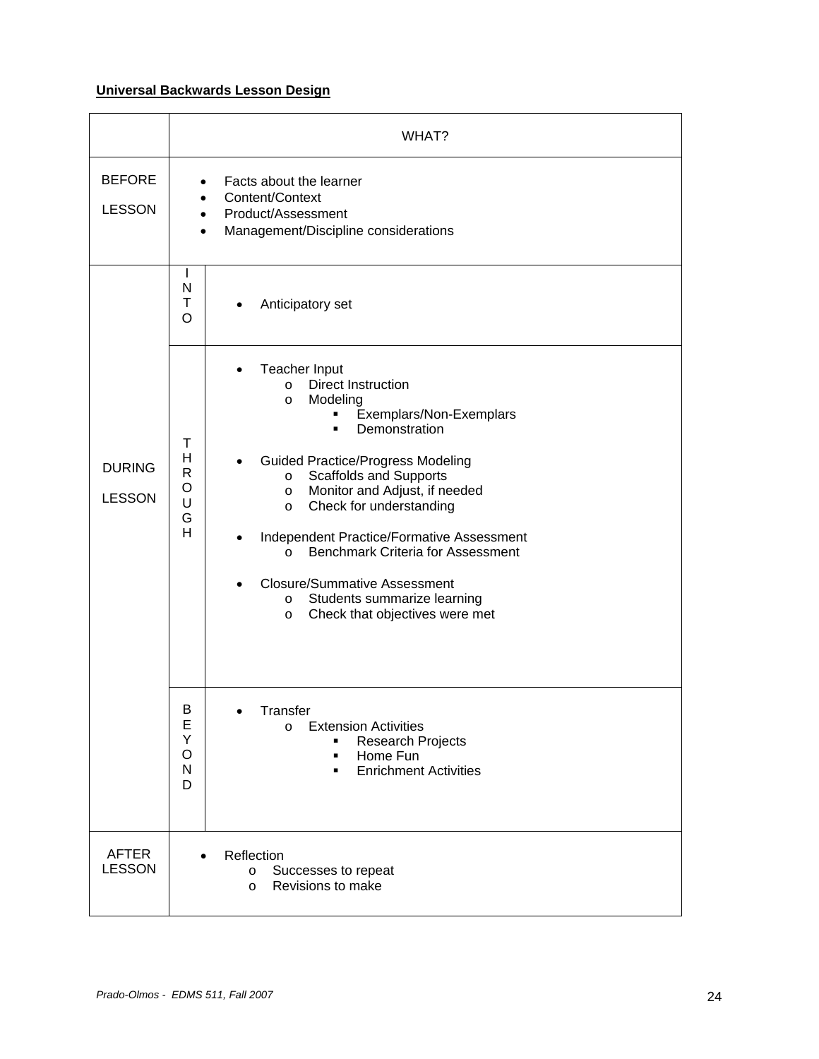**Universal Backwards Lesson Design**

| | | WHAT? |
|---|---|---|
| BEFORE LESSON | | • Facts about the learner<br>• Content/Context<br>• Product/Assessment<br>• Management/Discipline considerations |
| DURING LESSON | INTO | • Anticipatory set |
| | THROUGH | • Teacher Input<br>  o Direct Instruction<br>  o Modeling<br>    ▪ Exemplars/Non-Exemplars<br>    ▪ Demonstration<br>• Guided Practice/Progress Modeling<br>  o Scaffolds and Supports<br>  o Monitor and Adjust, if needed<br>  o Check for understanding<br>• Independent Practice/Formative Assessment<br>  o Benchmark Criteria for Assessment<br>• Closure/Summative Assessment<br>  o Students summarize learning<br>  o Check that objectives were met |
| | BEYOND | • Transfer<br>  o Extension Activities<br>    ▪ Research Projects<br>    ▪ Home Fun<br>    ▪ Enrichment Activities |
| AFTER LESSON | | • Reflection<br>  o Successes to repeat<br>  o Revisions to make |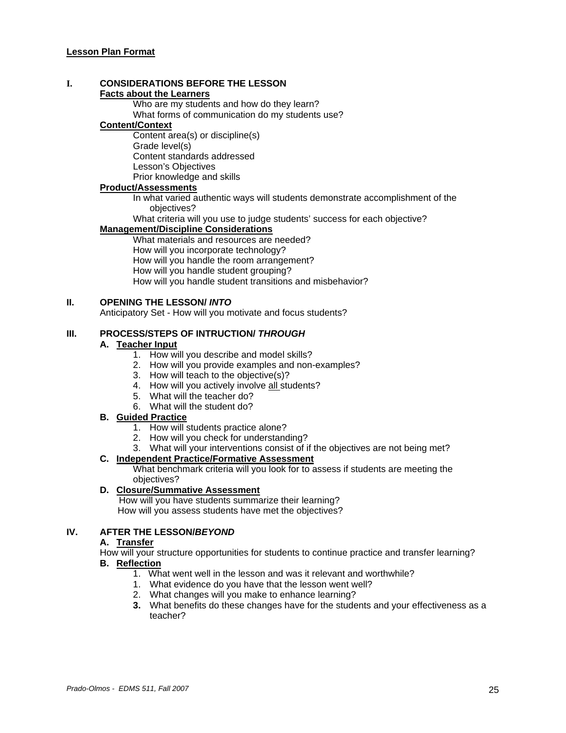**Lesson Plan Format**

**I. CONSIDERATIONS BEFORE THE LESSON**

**Facts about the Learners**

Who are my students and how do they learn?
What forms of communication do my students use?

**Content/Context**

Content area(s) or discipline(s)
Grade level(s)
Content standards addressed
Lesson's Objectives
Prior knowledge and skills

**Product/Assessments**

In what varied authentic ways will students demonstrate accomplishment of the objectives?
What criteria will you use to judge students' success for each objective?

**Management/Discipline Considerations**

What materials and resources are needed?
How will you incorporate technology?
How will you handle the room arrangement?
How will you handle student grouping?
How will you handle student transitions and misbehavior?

**II. OPENING THE LESSON/ *INTO***

Anticipatory Set - How will you motivate and focus students?

**III. PROCESS/STEPS OF INTRUCTION/ *THROUGH***

**A. Teacher Input**

1. How will you describe and model skills?
2. How will you provide examples and non-examples?
3. How will teach to the objective(s)?
4. How will you actively involve all students?
5. What will the teacher do?
6. What will the student do?

**B. Guided Practice**

1. How will students practice alone?
2. How will you check for understanding?
3. What will your interventions consist of if the objectives are not being met?

**C. Independent Practice/Formative Assessment**

What benchmark criteria will you look for to assess if students are meeting the objectives?

**D. Closure/Summative Assessment**

How will you have students summarize their learning?
How will you assess students have met the objectives?

**IV. AFTER THE LESSON/*BEYOND***

**A. Transfer**

How will your structure opportunities for students to continue practice and transfer learning?

**B. Reflection**

1. What went well in the lesson and was it relevant and worthwhile?
1. What evidence do you have that the lesson went well?
2. What changes will you make to enhance learning?
3. What benefits do these changes have for the students and your effectiveness as a teacher?